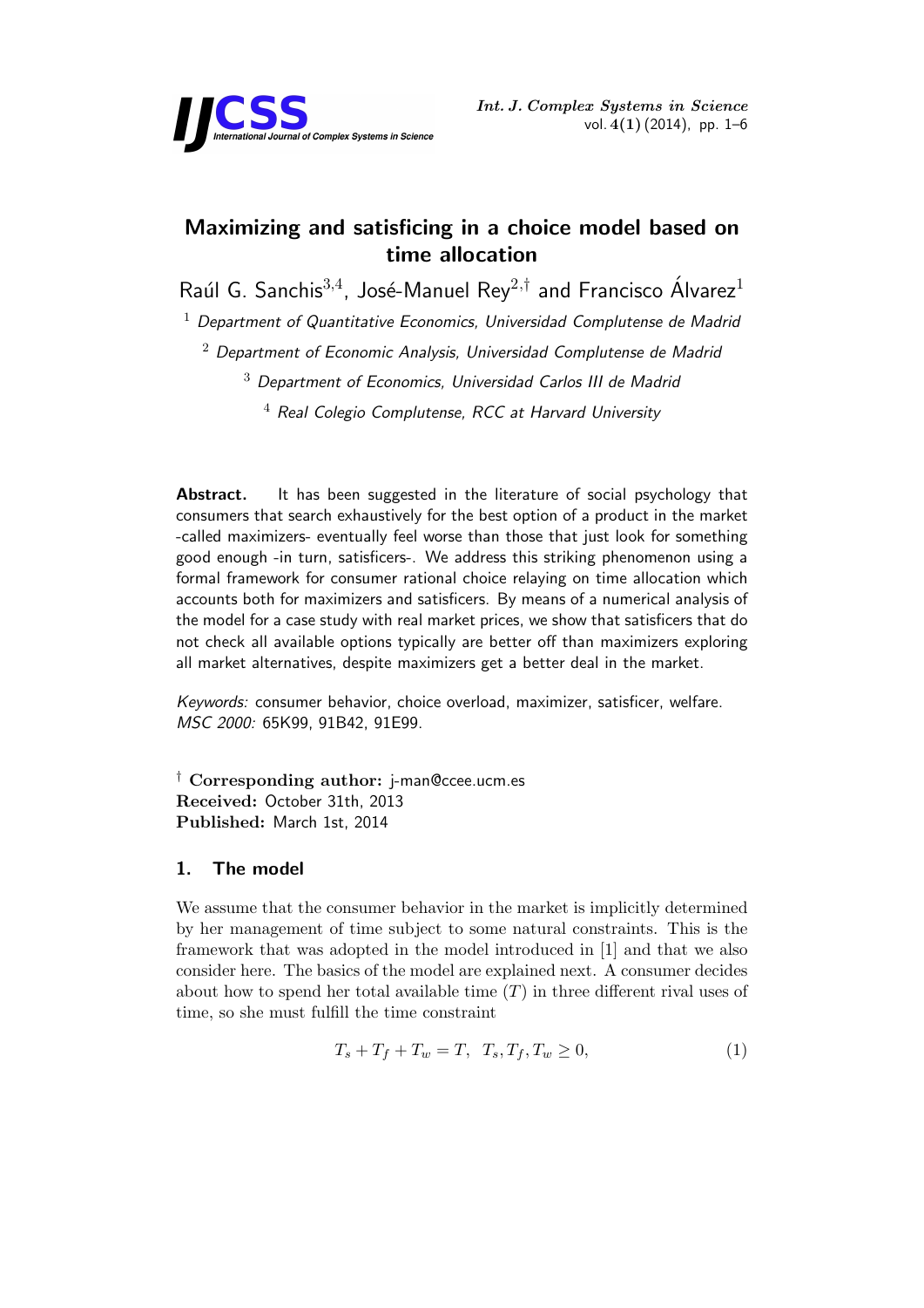# Maximizing and satisficing in a choice model based on time allocation

Raúl G. Sanchis[3,4], José-Manuel Rey[2,†] and Francisco Álvarez[1]

[1] *Department of Quantitative Economics, Universidad Complutense de Madrid*

[2] *Department of Economic Analysis, Universidad Complutense de Madrid*

[3] *Department of Economics, Universidad Carlos III de Madrid*

[4] *Real Colegio Complutense, RCC at Harvard University*

**Abstract.** It has been suggested in the literature of social psychology that consumers that search exhaustively for the best option of a product in the market -called maximizers- eventually feel worse than those that just look for something good enough -in turn, satisficers-. We address this striking phenomenon using a formal framework for consumer rational choice relaying on time allocation which accounts both for maximizers and satisficers. By means of a numerical analysis of the model for a case study with real market prices, we show that satisficers that do not check all available options typically are better off than maximizers exploring all market alternatives, despite maximizers get a better deal in the market.

*Keywords:* consumer behavior, choice overload, maximizer, satisficer, welfare.
*MSC 2000:* 65K99, 91B42, 91E99.

[†] **Corresponding author:** j-man@ccee.ucm.es
**Received:** October 31th, 2013
**Published:** March 1st, 2014

## 1. The model

We assume that the consumer behavior in the market is implicitly determined by her management of time subject to some natural constraints. This is the framework that was adopted in the model introduced in [1] and that we also consider here. The basics of the model are explained next. A consumer decides about how to spend her total available time ($T$) in three different rival uses of time, so she must fulfill the time constraint

$$T_s + T_f + T_w = T, \quad T_s, T_f, T_w \geq 0, \tag{1}$$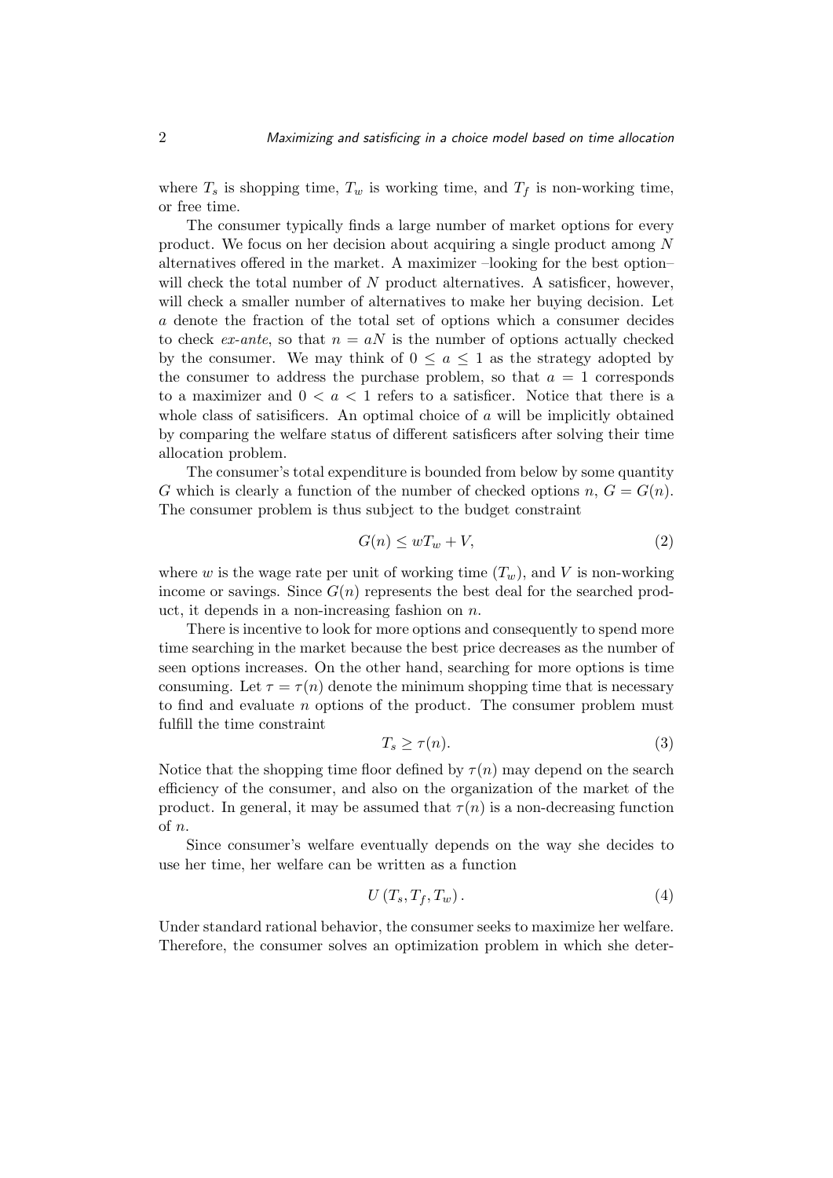where $T_s$ is shopping time, $T_w$ is working time, and $T_f$ is non-working time, or free time.

The consumer typically finds a large number of market options for every product. We focus on her decision about acquiring a single product among $N$ alternatives offered in the market. A maximizer –looking for the best option– will check the total number of $N$ product alternatives. A satisficer, however, will check a smaller number of alternatives to make her buying decision. Let $a$ denote the fraction of the total set of options which a consumer decides to check *ex-ante*, so that $n = aN$ is the number of options actually checked by the consumer. We may think of $0 \leq a \leq 1$ as the strategy adopted by the consumer to address the purchase problem, so that $a = 1$ corresponds to a maximizer and $0 < a < 1$ refers to a satisficer. Notice that there is a whole class of satisificers. An optimal choice of $a$ will be implicitly obtained by comparing the welfare status of different satisficers after solving their time allocation problem.

The consumer's total expenditure is bounded from below by some quantity $G$ which is clearly a function of the number of checked options $n$, $G = G(n)$. The consumer problem is thus subject to the budget constraint

$$G(n) \leq wT_w + V, \tag{2}$$

where $w$ is the wage rate per unit of working time ($T_w$), and $V$ is non-working income or savings. Since $G(n)$ represents the best deal for the searched product, it depends in a non-increasing fashion on $n$.

There is incentive to look for more options and consequently to spend more time searching in the market because the best price decreases as the number of seen options increases. On the other hand, searching for more options is time consuming. Let $\tau = \tau(n)$ denote the minimum shopping time that is necessary to find and evaluate $n$ options of the product. The consumer problem must fulfill the time constraint

$$T_s \geq \tau(n). \tag{3}$$

Notice that the shopping time floor defined by $\tau(n)$ may depend on the search efficiency of the consumer, and also on the organization of the market of the product. In general, it may be assumed that $\tau(n)$ is a non-decreasing function of $n$.

Since consumer's welfare eventually depends on the way she decides to use her time, her welfare can be written as a function

$$U\left(T_s, T_f, T_w\right). \tag{4}$$

Under standard rational behavior, the consumer seeks to maximize her welfare. Therefore, the consumer solves an optimization problem in which she deter-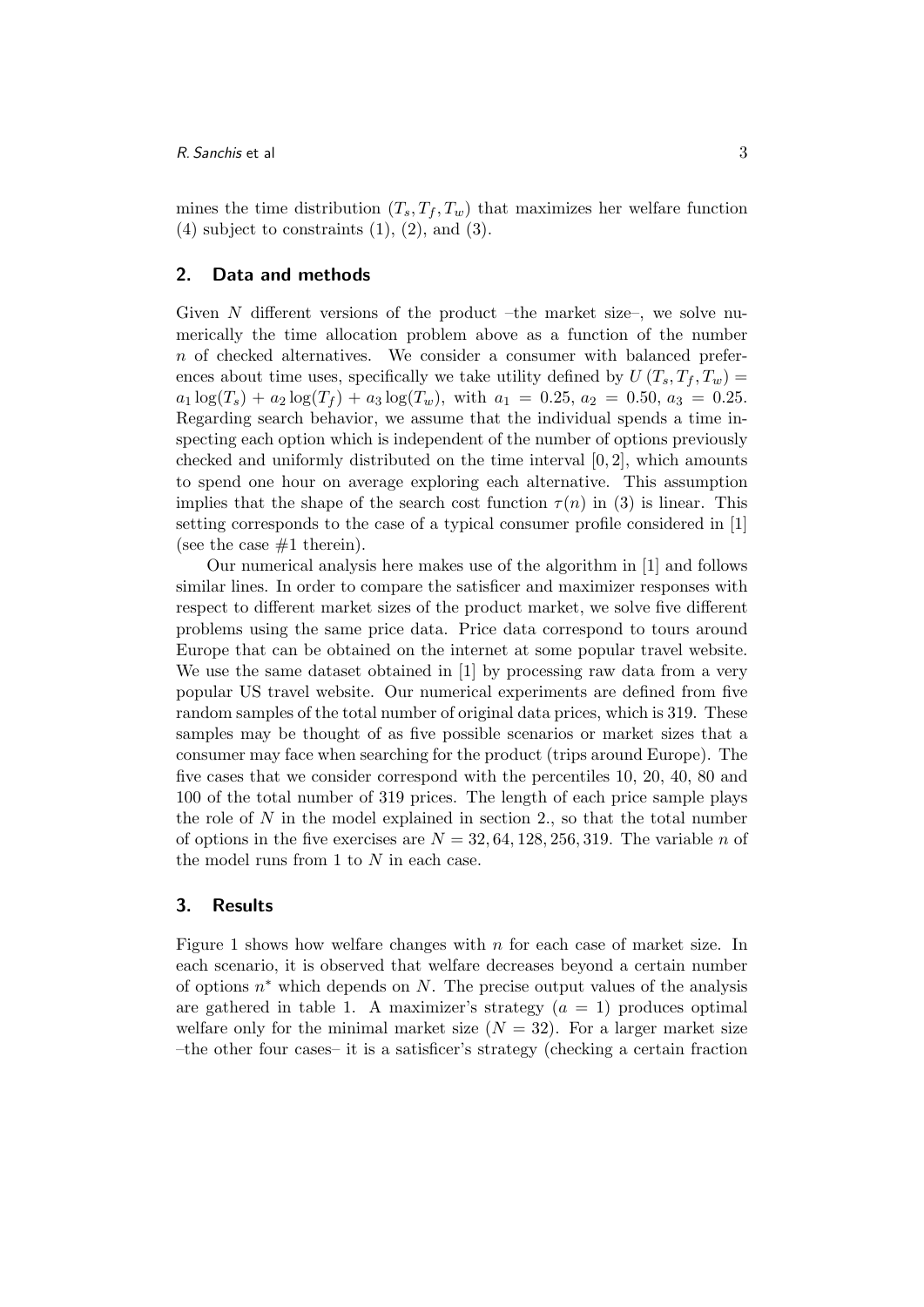mines the time distribution $(T_s, T_f, T_w)$ that maximizes her welfare function (4) subject to constraints (1), (2), and (3).

## 2. Data and methods

Given $N$ different versions of the product –the market size–, we solve numerically the time allocation problem above as a function of the number $n$ of checked alternatives. We consider a consumer with balanced preferences about time uses, specifically we take utility defined by $U(T_s, T_f, T_w) = a_1 \log(T_s) + a_2 \log(T_f) + a_3 \log(T_w)$, with $a_1 = 0.25$, $a_2 = 0.50$, $a_3 = 0.25$. Regarding search behavior, we assume that the individual spends a time inspecting each option which is independent of the number of options previously checked and uniformly distributed on the time interval $[0, 2]$, which amounts to spend one hour on average exploring each alternative. This assumption implies that the shape of the search cost function $\tau(n)$ in (3) is linear. This setting corresponds to the case of a typical consumer profile considered in [1] (see the case #1 therein).

Our numerical analysis here makes use of the algorithm in [1] and follows similar lines. In order to compare the satisficer and maximizer responses with respect to different market sizes of the product market, we solve five different problems using the same price data. Price data correspond to tours around Europe that can be obtained on the internet at some popular travel website. We use the same dataset obtained in [1] by processing raw data from a very popular US travel website. Our numerical experiments are defined from five random samples of the total number of original data prices, which is 319. These samples may be thought of as five possible scenarios or market sizes that a consumer may face when searching for the product (trips around Europe). The five cases that we consider correspond with the percentiles 10, 20, 40, 80 and 100 of the total number of 319 prices. The length of each price sample plays the role of $N$ in the model explained in section 2., so that the total number of options in the five exercises are $N = 32, 64, 128, 256, 319$. The variable $n$ of the model runs from 1 to $N$ in each case.

## 3. Results

Figure 1 shows how welfare changes with $n$ for each case of market size. In each scenario, it is observed that welfare decreases beyond a certain number of options $n^*$ which depends on $N$. The precise output values of the analysis are gathered in table 1. A maximizer's strategy ($a = 1$) produces optimal welfare only for the minimal market size ($N = 32$). For a larger market size –the other four cases– it is a satisficer's strategy (checking a certain fraction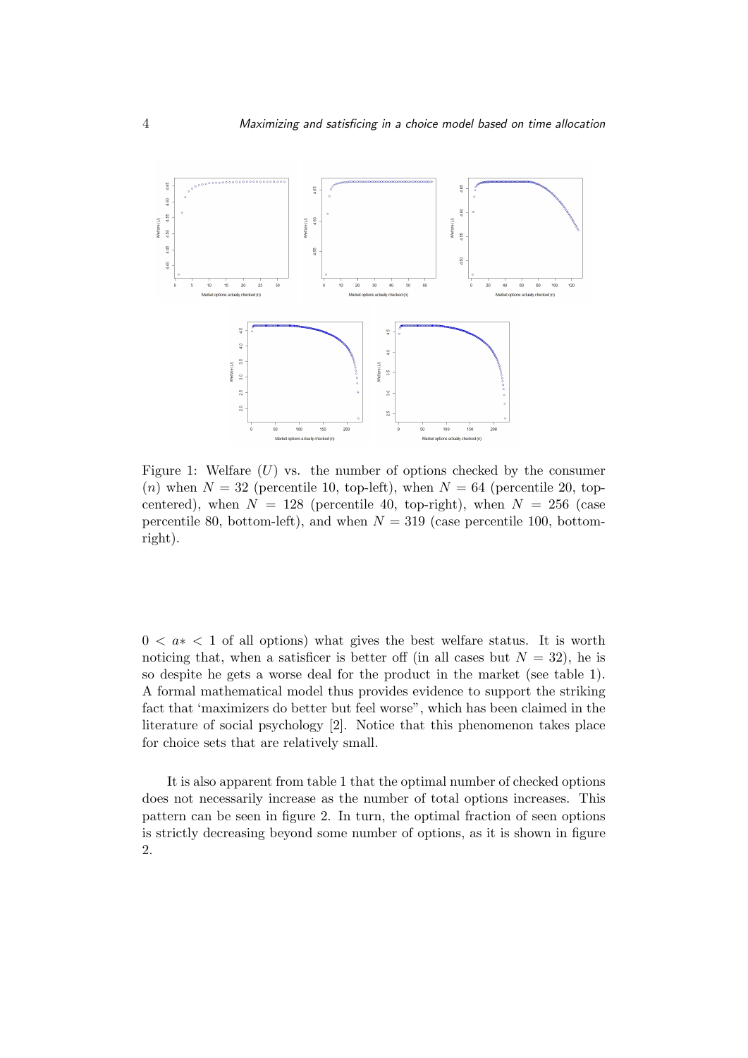Figure 1: Welfare ($U$) vs. the number of options checked by the consumer ($n$) when $N = 32$ (percentile 10, top-left), when $N = 64$ (percentile 20, top-centered), when $N = 128$ (percentile 40, top-right), when $N = 256$ (case percentile 80, bottom-left), and when $N = 319$ (case percentile 100, bottom-right).

$0 < a* < 1$ of all options) what gives the best welfare status. It is worth noticing that, when a satisficer is better off (in all cases but $N = 32$), he is so despite he gets a worse deal for the product in the market (see table 1). A formal mathematical model thus provides evidence to support the striking fact that 'maximizers do better but feel worse", which has been claimed in the literature of social psychology [2]. Notice that this phenomenon takes place for choice sets that are relatively small.

It is also apparent from table 1 that the optimal number of checked options does not necessarily increase as the number of total options increases. This pattern can be seen in figure 2. In turn, the optimal fraction of seen options is strictly decreasing beyond some number of options, as it is shown in figure 2.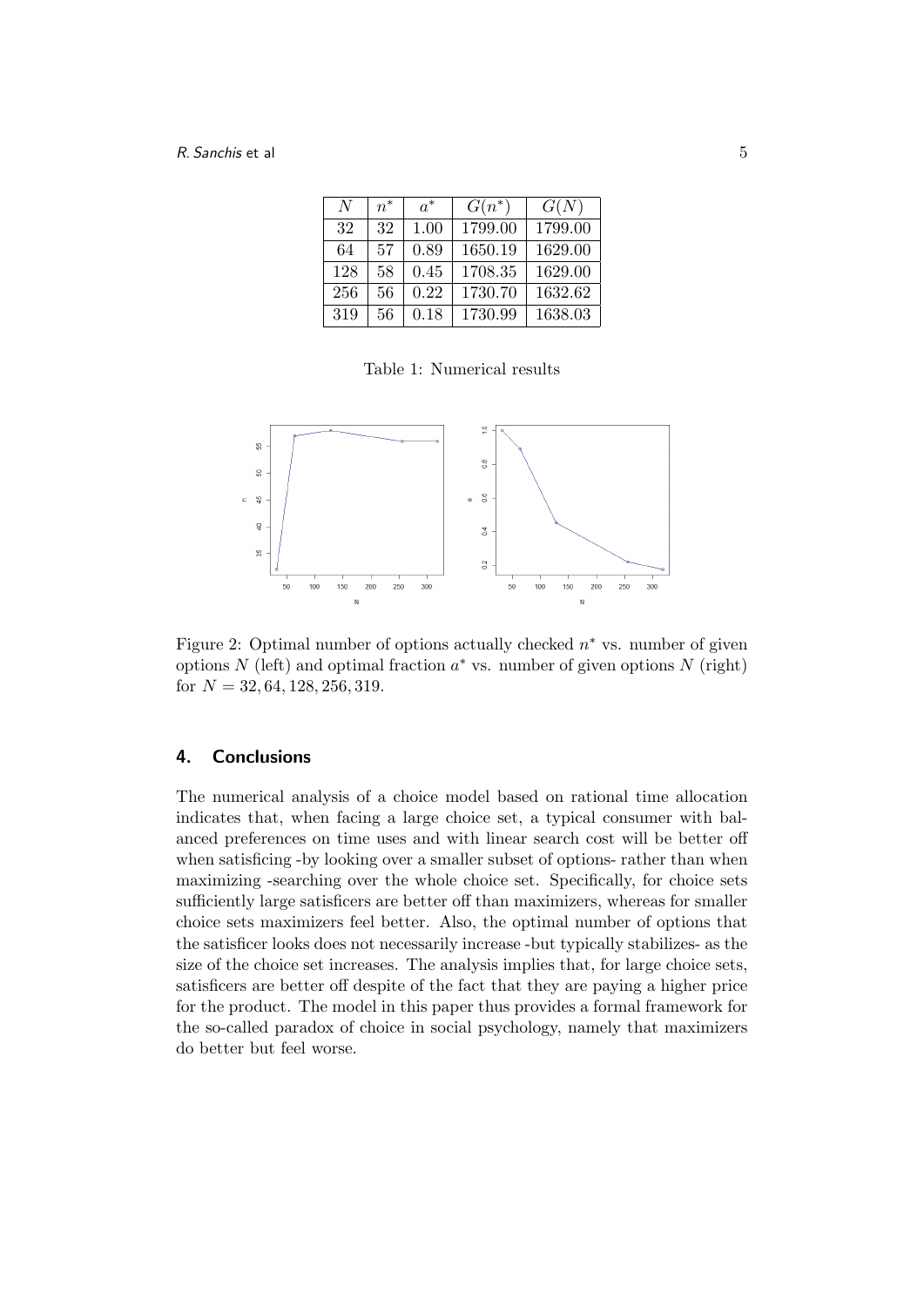| $N$ | $n^*$ | $a^*$ | $G(n^*)$ | $G(N)$ |
|---|---|---|---|---|
| 32 | 32 | 1.00 | 1799.00 | 1799.00 |
| 64 | 57 | 0.89 | 1650.19 | 1629.00 |
| 128 | 58 | 0.45 | 1708.35 | 1629.00 |
| 256 | 56 | 0.22 | 1730.70 | 1632.62 |
| 319 | 56 | 0.18 | 1730.99 | 1638.03 |

Table 1: Numerical results

Figure 2: Optimal number of options actually checked $n^*$ vs. number of given options $N$ (left) and optimal fraction $a^*$ vs. number of given options $N$ (right) for $N = 32, 64, 128, 256, 319$.

## 4. Conclusions

The numerical analysis of a choice model based on rational time allocation indicates that, when facing a large choice set, a typical consumer with balanced preferences on time uses and with linear search cost will be better off when satisficing -by looking over a smaller subset of options- rather than when maximizing -searching over the whole choice set. Specifically, for choice sets sufficiently large satisficers are better off than maximizers, whereas for smaller choice sets maximizers feel better. Also, the optimal number of options that the satisficer looks does not necessarily increase -but typically stabilizes- as the size of the choice set increases. The analysis implies that, for large choice sets, satisficers are better off despite of the fact that they are paying a higher price for the product. The model in this paper thus provides a formal framework for the so-called paradox of choice in social psychology, namely that maximizers do better but feel worse.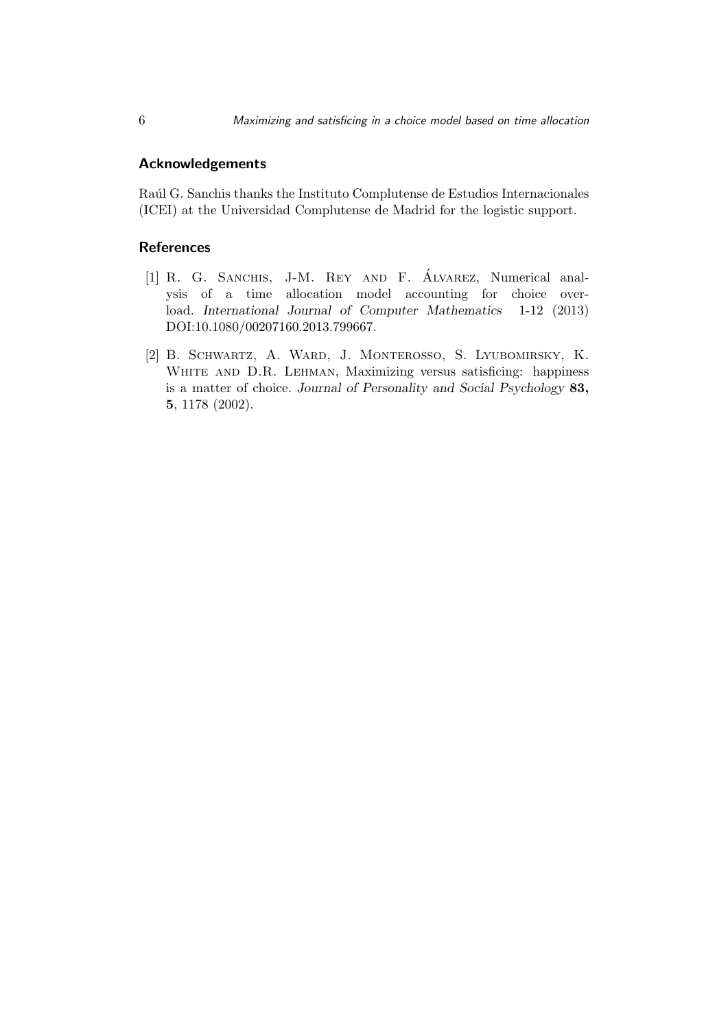## Acknowledgements

Raúl G. Sanchis thanks the Instituto Complutense de Estudios Internacionales (ICEI) at the Universidad Complutense de Madrid for the logistic support.

## References

[1] R. G. Sanchis, J-M. Rey and F. Álvarez, Numerical analysis of a time allocation model accounting for choice overload. *International Journal of Computer Mathematics* 1-12 (2013) DOI:10.1080/00207160.2013.799667.

[2] B. Schwartz, A. Ward, J. Monterosso, S. Lyubomirsky, K. White and D.R. Lehman, Maximizing versus satisficing: happiness is a matter of choice. *Journal of Personality and Social Psychology* **83, 5**, 1178 (2002).